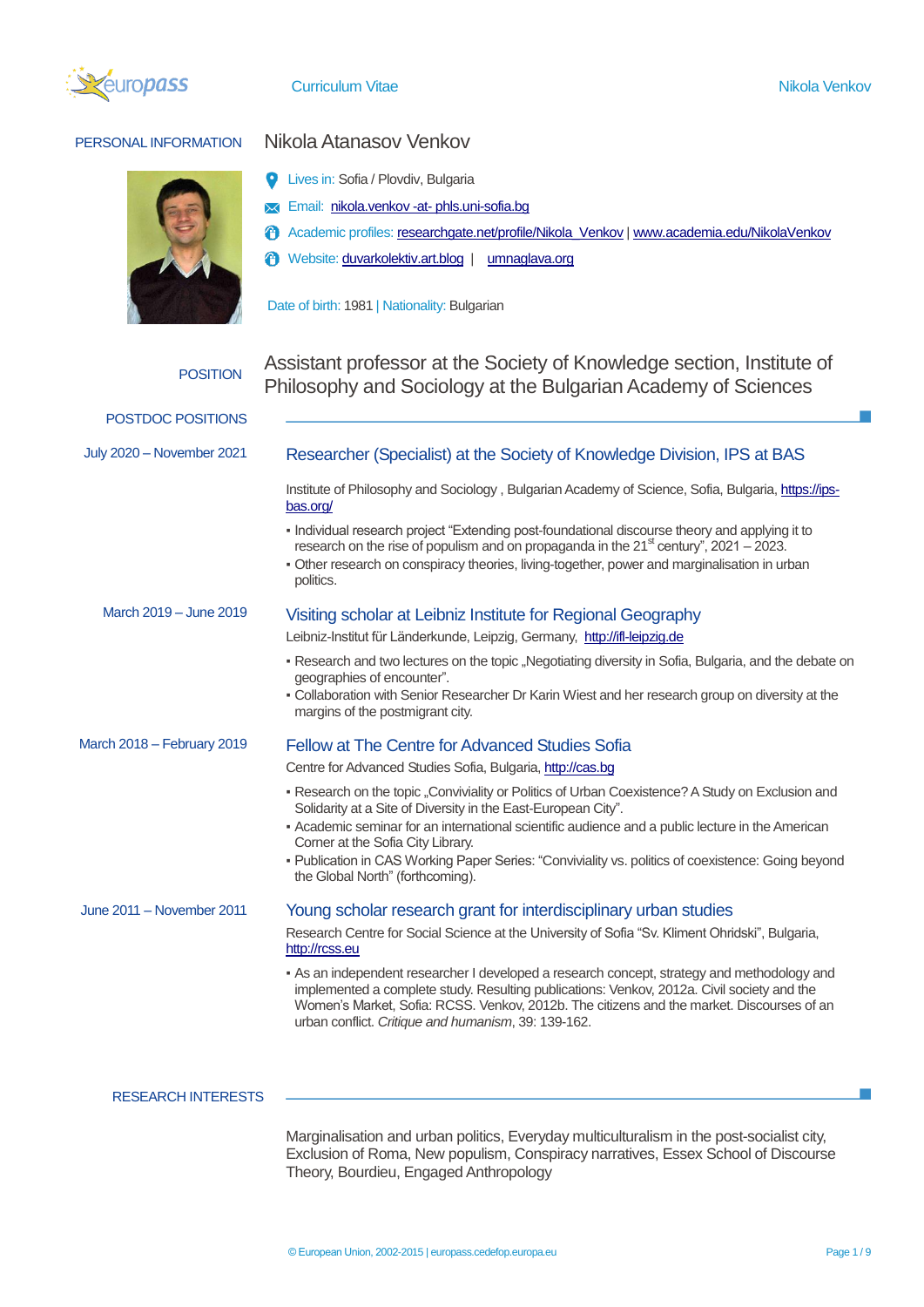# Curriculum Vitae

## PERSONAL INFORMATION

**Nikola Atanasov Venkov**

Lives in: Sofia / Plovdiv, Bulgaria

Email: nikola.venkov -at- phls.uni-sofia.bg

Academic profiles: researchgate.net/profile/Nikola_Venkov | www.academia.edu/NikolaVenkov

Website: duvarkolektiv.art.blog | umnaglava.org

Date of birth: 1981 | Nationality: Bulgarian

## POSITION

Assistant professor at the Society of Knowledge section, Institute of Philosophy and Sociology at the Bulgarian Academy of Sciences

## POSTDOC POSITIONS

**July 2020 – November 2021**

### Researcher (Specialist) at the Society of Knowledge Division, IPS at BAS

Institute of Philosophy and Sociology , Bulgarian Academy of Science, Sofia, Bulgaria, https://ips-bas.org/

- Individual research project “Extending post-foundational discourse theory and applying it to research on the rise of populism and on propaganda in the 21st century”, 2021 – 2023.
- Other research on conspiracy theories, living-together, power and marginalisation in urban politics.

**March 2019 – June 2019**

### Visiting scholar at Leibniz Institute for Regional Geography

Leibniz-Institut für Länderkunde, Leipzig, Germany, http://ifl-leipzig.de

- Research and two lectures on the topic „Negotiating diversity in Sofia, Bulgaria, and the debate on geographies of encounter”.
- Collaboration with Senior Researcher Dr Karin Wiest and her research group on diversity at the margins of the postmigrant city.

**March 2018 – February 2019**

### Fellow at The Centre for Advanced Studies Sofia

Centre for Advanced Studies Sofia, Bulgaria, http://cas.bg

- Research on the topic „Conviviality or Politics of Urban Coexistence? A Study on Exclusion and Solidarity at a Site of Diversity in the East-European City”.
- Academic seminar for an international scientific audience and a public lecture in the American Corner at the Sofia City Library.
- Publication in CAS Working Paper Series: “Conviviality vs. politics of coexistence: Going beyond the Global North” (forthcoming).

**June 2011 – November 2011**

### Young scholar research grant for interdisciplinary urban studies

Research Centre for Social Science at the University of Sofia “Sv. Kliment Ohridski”, Bulgaria, http://rcss.eu

- As an independent researcher I developed a research concept, strategy and methodology and implemented a complete study. Resulting publications: Venkov, 2012a. Civil society and the Women’s Market, Sofia: RCSS. Venkov, 2012b. The citizens and the market. Discourses of an urban conflict. *Critique and humanism*, 39: 139-162.

## RESEARCH INTERESTS

Marginalisation and urban politics, Everyday multiculturalism in the post-socialist city, Exclusion of Roma, New populism, Conspiracy narratives, Essex School of Discourse Theory, Bourdieu, Engaged Anthropology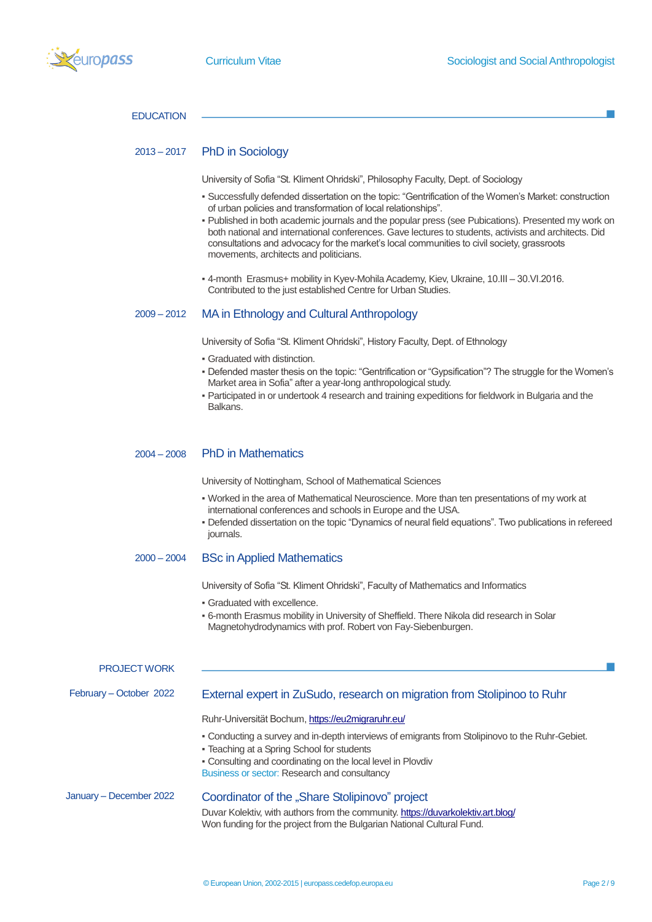## EDUCATION

### 2013 – 2017 PhD in Sociology

University of Sofia "St. Kliment Ohridski", Philosophy Faculty, Dept. of Sociology

- Successfully defended dissertation on the topic: "Gentrification of the Women's Market: construction of urban policies and transformation of local relationships".
- Published in both academic journals and the popular press (see Pubications). Presented my work on both national and international conferences. Gave lectures to students, activists and architects. Did consultations and advocacy for the market's local communities to civil society, grassroots movements, architects and politicians.

- 4-month Erasmus+ mobility in Kyev-Mohila Academy, Kiev, Ukraine, 10.III – 30.VI.2016. Contributed to the just established Centre for Urban Studies.

### 2009 – 2012 MA in Ethnology and Cultural Anthropology

University of Sofia "St. Kliment Ohridski", History Faculty, Dept. of Ethnology

- Graduated with distinction.
- Defended master thesis on the topic: "Gentrification or "Gypsification"? The struggle for the Women's Market area in Sofia" after a year-long anthropological study.
- Participated in or undertook 4 research and training expeditions for fieldwork in Bulgaria and the Balkans.

### 2004 – 2008 PhD in Mathematics

University of Nottingham, School of Mathematical Sciences

- Worked in the area of Mathematical Neuroscience. More than ten presentations of my work at international conferences and schools in Europe and the USA.
- Defended dissertation on the topic "Dynamics of neural field equations". Two publications in refereed journals.

### 2000 – 2004 BSc in Applied Mathematics

University of Sofia "St. Kliment Ohridski", Faculty of Mathematics and Informatics

- Graduated with excellence.
- 6-month Erasmus mobility in University of Sheffield. There Nikola did research in Solar Magnetohydrodynamics with prof. Robert von Fay-Siebenburgen.

## PROJECT WORK

### February – October 2022 External expert in ZuSudo, research on migration from Stolipinoo to Ruhr

Ruhr-Universität Bochum, https://eu2migraruhr.eu/

- Conducting a survey and in-depth interviews of emigrants from Stolipinovo to the Ruhr-Gebiet.
- Teaching at a Spring School for students
- Consulting and coordinating on the local level in Plovdiv

Business or sector: Research and consultancy

### January – December 2022 Coordinator of the „Share Stolipinovo" project

Duvar Kolektiv, with authors from the community. https://duvarkolektiv.art.blog/
Won funding for the project from the Bulgarian National Cultural Fund.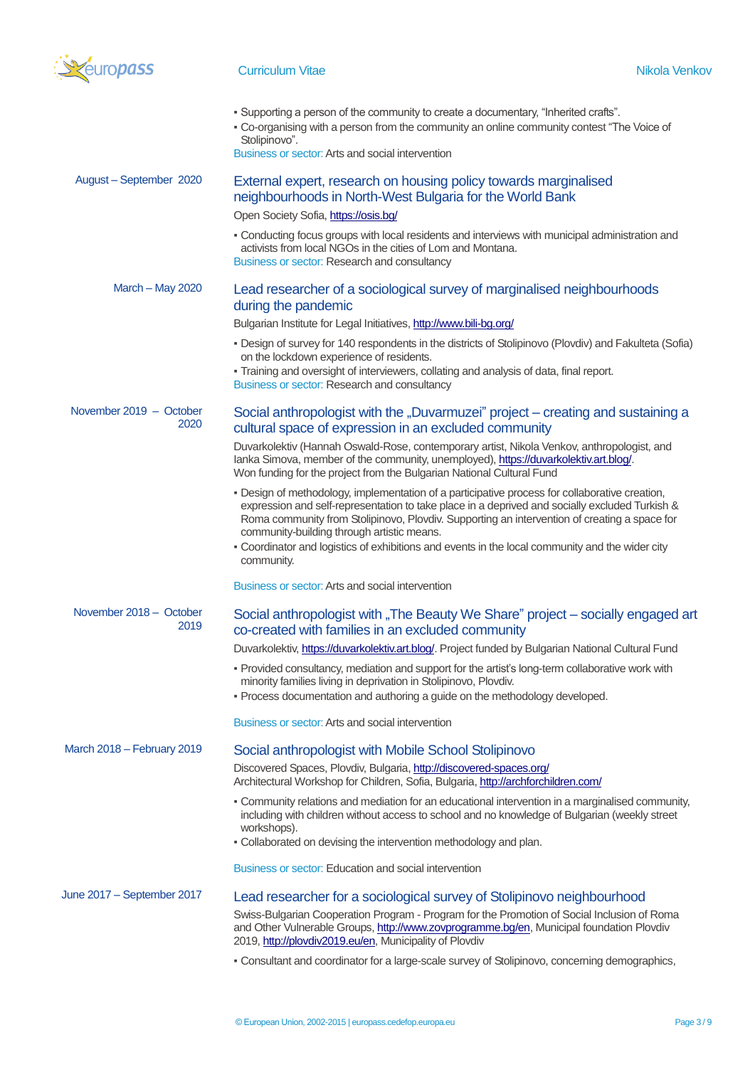- Supporting a person of the community to create a documentary, "Inherited crafts".
- Co-organising with a person from the community an online community contest "The Voice of Stolipinovo".

Business or sector: Arts and social intervention

**August – September 2020**

### External expert, research on housing policy towards marginalised neighbourhoods in North-West Bulgaria for the World Bank

Open Society Sofia, https://osis.bg/

- Conducting focus groups with local residents and interviews with municipal administration and activists from local NGOs in the cities of Lom and Montana.

Business or sector: Research and consultancy

**March – May 2020**

### Lead researcher of a sociological survey of marginalised neighbourhoods during the pandemic

Bulgarian Institute for Legal Initiatives, http://www.bili-bg.org/

- Design of survey for 140 respondents in the districts of Stolipinovo (Plovdiv) and Fakulteta (Sofia) on the lockdown experience of residents.
- Training and oversight of interviewers, collating and analysis of data, final report.

Business or sector: Research and consultancy

**November 2019 – October 2020**

### Social anthropologist with the „Duvarmuzei" project – creating and sustaining a cultural space of expression in an excluded community

Duvarkolektiv (Hannah Oswald-Rose, contemporary artist, Nikola Venkov, anthropologist, and Ianka Simova, member of the community, unemployed), https://duvarkolektiv.art.blog/. Won funding for the project from the Bulgarian National Cultural Fund

- Design of methodology, implementation of a participative process for collaborative creation, expression and self-representation to take place in a deprived and socially excluded Turkish & Roma community from Stolipinovo, Plovdiv. Supporting an intervention of creating a space for community-building through artistic means.
- Coordinator and logistics of exhibitions and events in the local community and the wider city community.

Business or sector: Arts and social intervention

**November 2018 – October 2019**

### Social anthropologist with „The Beauty We Share" project – socially engaged art co-created with families in an excluded community

Duvarkolektiv, https://duvarkolektiv.art.blog/. Project funded by Bulgarian National Cultural Fund

- Provided consultancy, mediation and support for the artist's long-term collaborative work with minority families living in deprivation in Stolipinovo, Plovdiv.
- Process documentation and authoring a guide on the methodology developed.

Business or sector: Arts and social intervention

**March 2018 – February 2019**

### Social anthropologist with Mobile School Stolipinovo

Discovered Spaces, Plovdiv, Bulgaria, http://discovered-spaces.org/
Architectural Workshop for Children, Sofia, Bulgaria, http://archforchildren.com/

- Community relations and mediation for an educational intervention in a marginalised community, including with children without access to school and no knowledge of Bulgarian (weekly street workshops).
- Collaborated on devising the intervention methodology and plan.

Business or sector: Education and social intervention

**June 2017 – September 2017**

### Lead researcher for a sociological survey of Stolipinovo neighbourhood

Swiss-Bulgarian Cooperation Program - Program for the Promotion of Social Inclusion of Roma and Other Vulnerable Groups, http://www.zovprogramme.bg/en, Municipal foundation Plovdiv 2019, http://plovdiv2019.eu/en, Municipality of Plovdiv

- Consultant and coordinator for a large-scale survey of Stolipinovo, concerning demographics,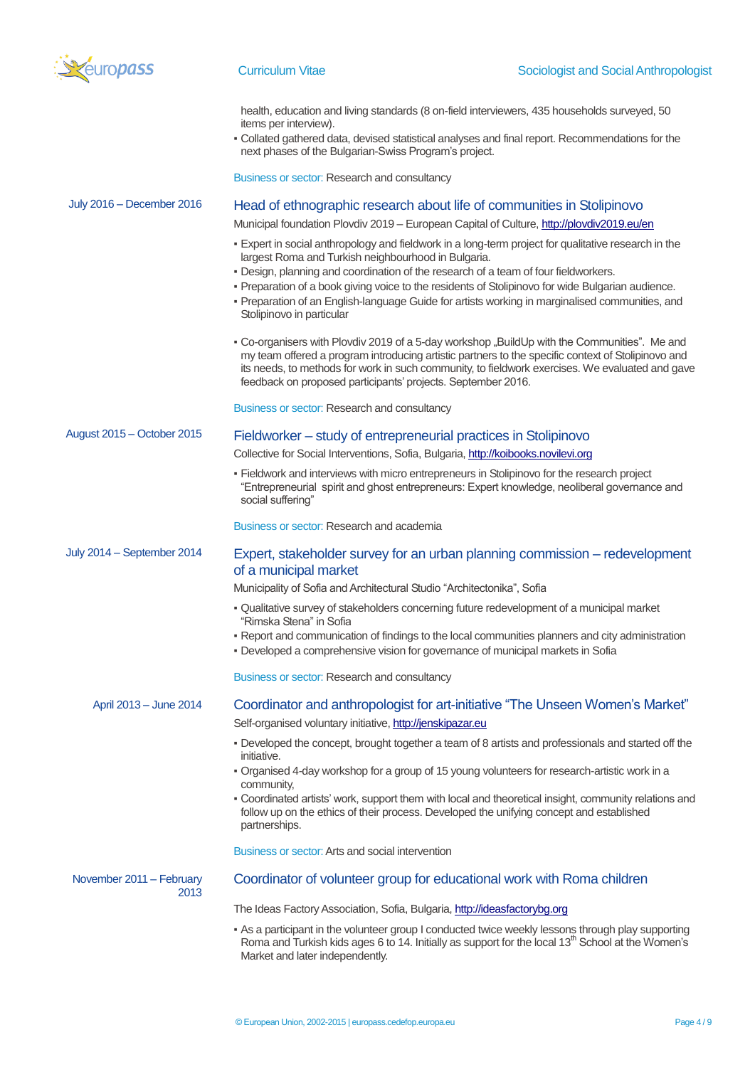health, education and living standards (8 on-field interviewers, 435 households surveyed, 50 items per interview).

- Collated gathered data, devised statistical analyses and final report. Recommendations for the next phases of the Bulgarian-Swiss Program's project.

Business or sector: Research and consultancy

July 2016 – December 2016

### Head of ethnographic research about life of communities in Stolipinovo

Municipal foundation Plovdiv 2019 – European Capital of Culture, http://plovdiv2019.eu/en

- Expert in social anthropology and fieldwork in a long-term project for qualitative research in the largest Roma and Turkish neighbourhood in Bulgaria.
- Design, planning and coordination of the research of a team of four fieldworkers.
- Preparation of a book giving voice to the residents of Stolipinovo for wide Bulgarian audience.
- Preparation of an English-language Guide for artists working in marginalised communities, and Stolipinovo in particular

- Co-organisers with Plovdiv 2019 of a 5-day workshop „BuildUp with the Communities". Me and my team offered a program introducing artistic partners to the specific context of Stolipinovo and its needs, to methods for work in such community, to fieldwork exercises. We evaluated and gave feedback on proposed participants' projects. September 2016.

Business or sector: Research and consultancy

August 2015 – October 2015

### Fieldworker – study of entrepreneurial practices in Stolipinovo

Collective for Social Interventions, Sofia, Bulgaria, http://koibooks.novilevi.org

- Fieldwork and interviews with micro entrepreneurs in Stolipinovo for the research project "Entrepreneurial spirit and ghost entrepreneurs: Expert knowledge, neoliberal governance and social suffering"

Business or sector: Research and academia

July 2014 – September 2014

### Expert, stakeholder survey for an urban planning commission – redevelopment of a municipal market

Municipality of Sofia and Architectural Studio "Architectonika", Sofia

- Qualitative survey of stakeholders concerning future redevelopment of a municipal market "Rimska Stena" in Sofia
- Report and communication of findings to the local communities planners and city administration
- Developed a comprehensive vision for governance of municipal markets in Sofia

Business or sector: Research and consultancy

April 2013 – June 2014

### Coordinator and anthropologist for art-initiative "The Unseen Women's Market"

Self-organised voluntary initiative, http://jenskipazar.eu

- Developed the concept, brought together a team of 8 artists and professionals and started off the initiative.
- Organised 4-day workshop for a group of 15 young volunteers for research-artistic work in a community,
- Coordinated artists' work, support them with local and theoretical insight, community relations and follow up on the ethics of their process. Developed the unifying concept and established partnerships.

Business or sector: Arts and social intervention

November 2011 – February 2013

### Coordinator of volunteer group for educational work with Roma children

The Ideas Factory Association, Sofia, Bulgaria, http://ideasfactorybg.org

- As a participant in the volunteer group I conducted twice weekly lessons through play supporting Roma and Turkish kids ages 6 to 14. Initially as support for the local 13th School at the Women's Market and later independently.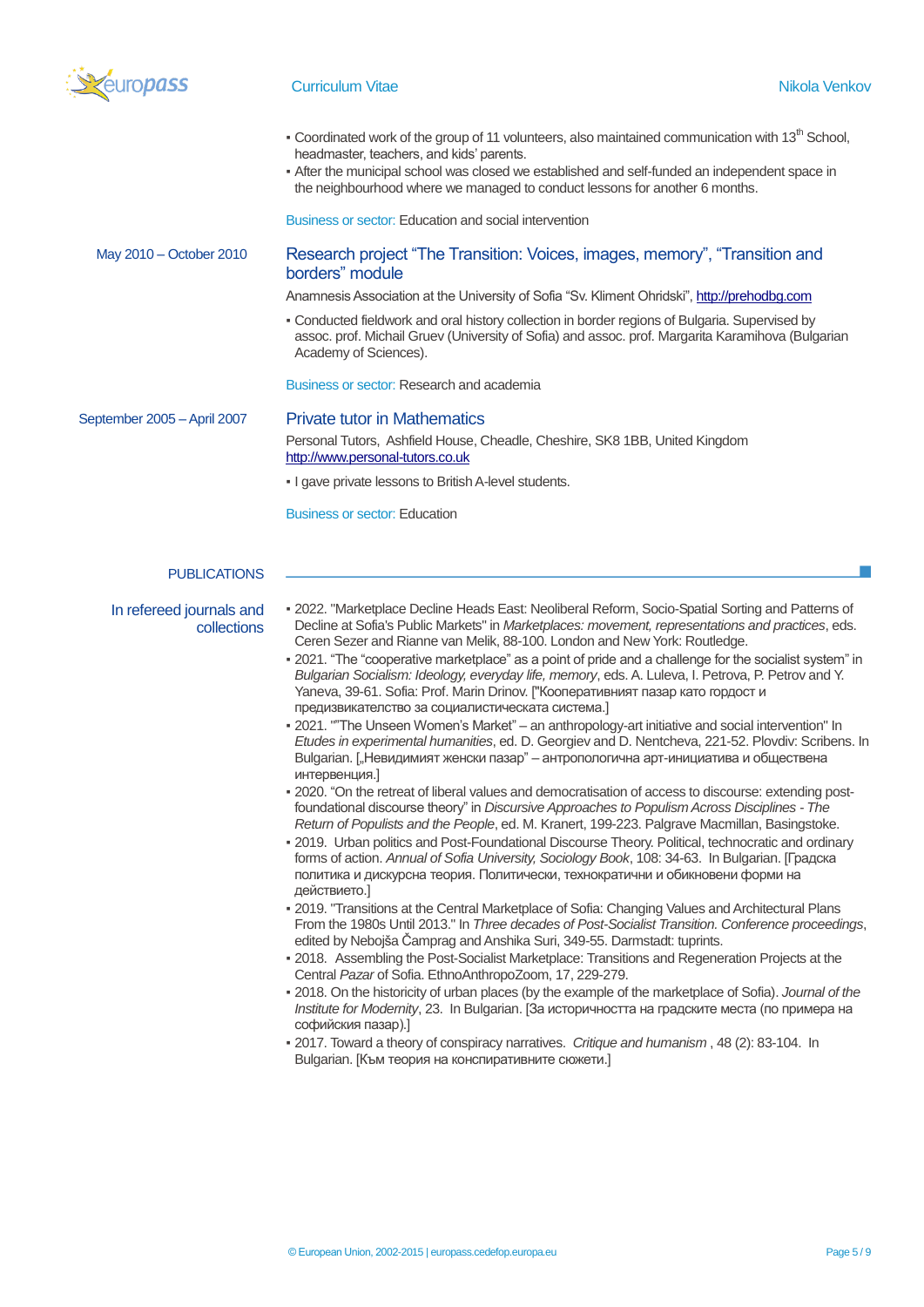- Coordinated work of the group of 11 volunteers, also maintained communication with 13th School, headmaster, teachers, and kids' parents.
- After the municipal school was closed we established and self-funded an independent space in the neighbourhood where we managed to conduct lessons for another 6 months.

Business or sector: Education and social intervention

May 2010 – October 2010

### Research project "The Transition: Voices, images, memory", "Transition and borders" module

Anamnesis Association at the University of Sofia "Sv. Kliment Ohridski", http://prehodbg.com

- Conducted fieldwork and oral history collection in border regions of Bulgaria. Supervised by assoc. prof. Michail Gruev (University of Sofia) and assoc. prof. Margarita Karamihova (Bulgarian Academy of Sciences).

Business or sector: Research and academia

September 2005 – April 2007

### Private tutor in Mathematics

Personal Tutors, Ashfield House, Cheadle, Cheshire, SK8 1BB, United Kingdom
http://www.personal-tutors.co.uk

- I gave private lessons to British A-level students.

Business or sector: Education

## PUBLICATIONS

### In refereed journals and collections

- 2022. "Marketplace Decline Heads East: Neoliberal Reform, Socio-Spatial Sorting and Patterns of Decline at Sofia's Public Markets" in *Marketplaces: movement, representations and practices*, eds. Ceren Sezer and Rianne van Melik, 88-100. London and New York: Routledge.
- 2021. "The "cooperative marketplace" as a point of pride and a challenge for the socialist system" in *Bulgarian Socialism: Ideology, everyday life, memory*, eds. A. Luleva, I. Petrova, P. Petrov and Y. Yaneva, 39-61. Sofia: Prof. Marin Drinov. ["Кооперативният пазар като гордост и предизвикателство за социалистическата система.]
- 2021. ""The Unseen Women's Market" – an anthropology-art initiative and social intervention" In *Etudes in experimental humanities*, ed. D. Georgiev and D. Nentcheva, 221-52. Plovdiv: Scribens. In Bulgarian. [„Невидимият женски пазар" – антропологична арт-инициатива и обществена интервенция.]
- 2020. "On the retreat of liberal values and democratisation of access to discourse: extending post-foundational discourse theory" in *Discursive Approaches to Populism Across Disciplines - The Return of Populists and the People*, ed. M. Kranert, 199-223. Palgrave Macmillan, Basingstoke.
- 2019. Urban politics and Post-Foundational Discourse Theory. Political, technocratic and ordinary forms of action. *Annual of Sofia University, Sociology Book*, 108: 34-63. In Bulgarian. [Градска политика и дискурсна теория. Политически, технократични и обикновени форми на действието.]
- 2019. "Transitions at the Central Marketplace of Sofia: Changing Values and Architectural Plans From the 1980s Until 2013." In *Three decades of Post-Socialist Transition. Conference proceedings*, edited by Nebojša Čamprag and Anshika Suri, 349-55. Darmstadt: tuprints.
- 2018. Assembling the Post-Socialist Marketplace: Transitions and Regeneration Projects at the Central *Pazar* of Sofia. EthnoAnthropoZoom, 17, 229-279.
- 2018. On the historicity of urban places (by the example of the marketplace of Sofia). *Journal of the Institute for Modernity*, 23. In Bulgarian. [За историчността на градските места (по примера на софийския пазар).]
- 2017. Toward a theory of conspiracy narratives. *Critique and humanism* , 48 (2): 83-104. In Bulgarian. [Към теория на конспиративните сюжети.]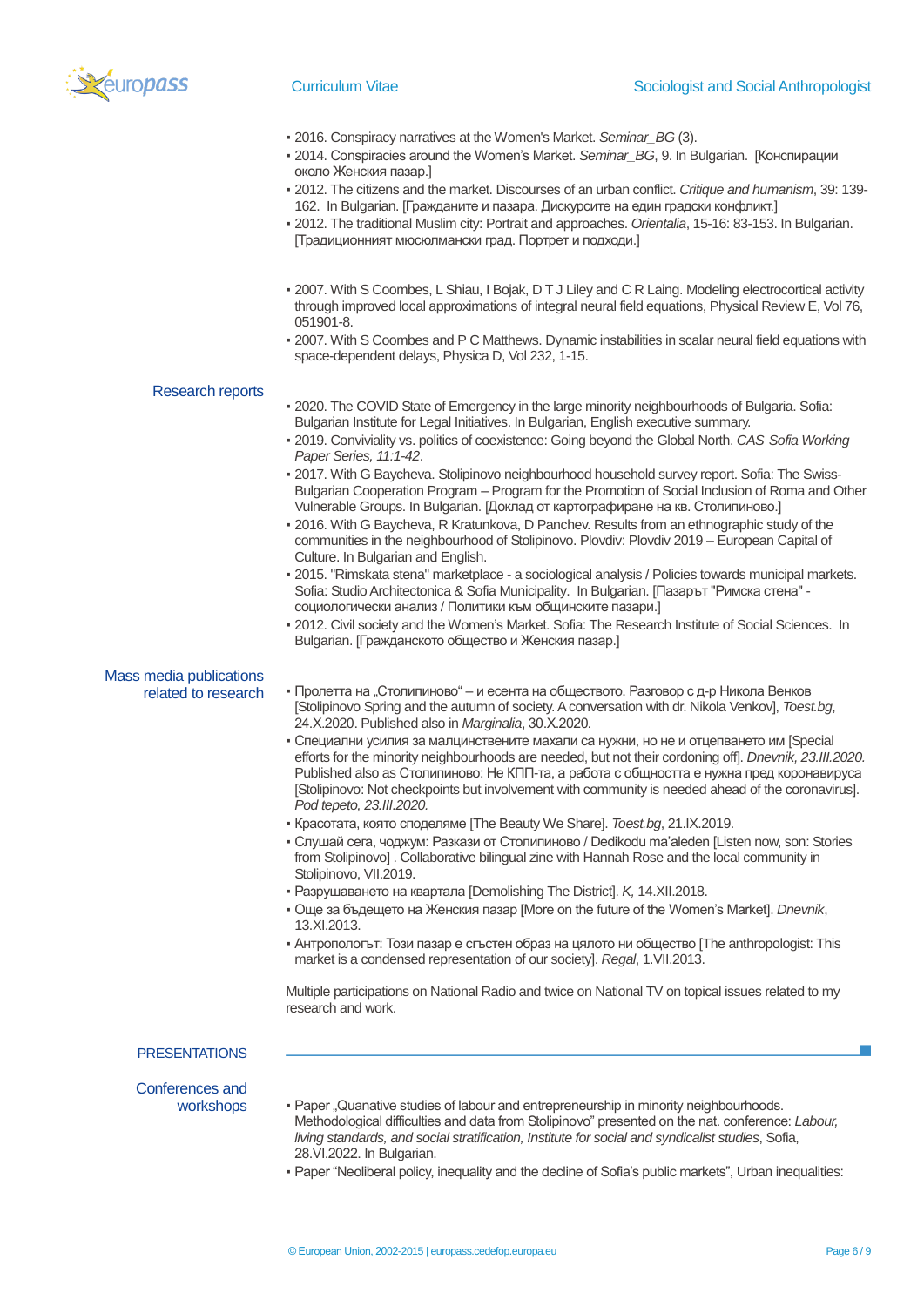- 2016. Conspiracy narratives at the Women's Market. *Seminar_BG* (3).
- 2014. Conspiracies around the Women's Market. *Seminar_BG*, 9. In Bulgarian. [Конспирации около Женския пазар.]
- 2012. The citizens and the market. Discourses of an urban conflict. *Critique and humanism*, 39: 139-162. In Bulgarian. [Гражданите и пазара. Дискурсите на един градски конфликт.]
- 2012. The traditional Muslim city: Portrait and approaches. *Orientalia*, 15-16: 83-153. In Bulgarian. [Традиционният мюсюлмански град. Портрет и подходи.]

- 2007. With S Coombes, L Shiau, I Bojak, D T J Liley and C R Laing. Modeling electrocortical activity through improved local approximations of integral neural field equations, Physical Review E, Vol 76, 051901-8.
- 2007. With S Coombes and P C Matthews. Dynamic instabilities in scalar neural field equations with space-dependent delays, Physica D, Vol 232, 1-15.

## Research reports

- 2020. The COVID State of Emergency in the large minority neighbourhoods of Bulgaria. Sofia: Bulgarian Institute for Legal Initiatives. In Bulgarian, English executive summary.
- 2019. Conviviality vs. politics of coexistence: Going beyond the Global North. *CAS Sofia Working Paper Series, 11:1-42*.
- 2017. With G Baycheva. Stolipinovo neighbourhood household survey report. Sofia: The Swiss-Bulgarian Cooperation Program – Program for the Promotion of Social Inclusion of Roma and Other Vulnerable Groups. In Bulgarian. [Доклад от картографиране на кв. Столипиново.]
- 2016. With G Baycheva, R Kratunkova, D Panchev. Results from an ethnographic study of the communities in the neighbourhood of Stolipinovo. Plovdiv: Plovdiv 2019 – European Capital of Culture. In Bulgarian and English.
- 2015. "Rimskata stena" marketplace - a sociological analysis / Policies towards municipal markets. Sofia: Studio Architectonica & Sofia Municipality. In Bulgarian. [Пазарът "Римска стена" - социологически анализ / Политики към общинските пазари.]
- 2012. Civil society and the Women's Market. Sofia: The Research Institute of Social Sciences. In Bulgarian. [Гражданското общество и Женския пазар.]

## Mass media publications related to research

- Пролетта на „Столипиново" – и есента на обществото. Разговор с д-р Никола Венков [Stolipinovo Spring and the autumn of society. A conversation with dr. Nikola Venkov], *Toest.bg*, 24.X.2020. Published also in *Marginalia*, 30.X.2020.
- Специални усилия за малцинствените махали са нужни, но не и отцепването им [Special efforts for the minority neighbourhoods are needed, but not their cordoning off]. *Dnevnik, 23.III.2020.* Published also as Столипиново: Не КПП-та, а работа с общността е нужна пред коронавируса [Stolipinovo: Not checkpoints but involvement with community is needed ahead of the coronavirus]. *Pod tepeto, 23.III.2020.*
- Красотата, която споделяме [The Beauty We Share]. *Toest.bg*, 21.IX.2019.
- Слушай сега, чоджум: Разкази от Столипиново / Dedikodu ma'aleden [Listen now, son: Stories from Stolipinovo] . Collaborative bilingual zine with Hannah Rose and the local community in Stolipinovo, VII.2019.
- Разрушаването на квартала [Demolishing The District]. *K,* 14.XII.2018.
- Още за бъдещето на Женския пазар [More on the future of the Women's Market]. *Dnevnik*, 13.XI.2013.
- Антропологът: Този пазар е сгъстен образ на цялото ни общество [The anthropologist: This market is a condensed representation of our society]. *Regal*, 1.VII.2013.

Multiple participations on National Radio and twice on National TV on topical issues related to my research and work.

# PRESENTATIONS

## Conferences and workshops

- Paper „Quanative studies of labour and entrepreneurship in minority neighbourhoods. Methodological difficulties and data from Stolipinovo" presented on the nat. conference: *Labour, living standards, and social stratification, Institute for social and syndicalist studies*, Sofia, 28.VI.2022. In Bulgarian.
- Paper "Neoliberal policy, inequality and the decline of Sofia's public markets", Urban inequalities: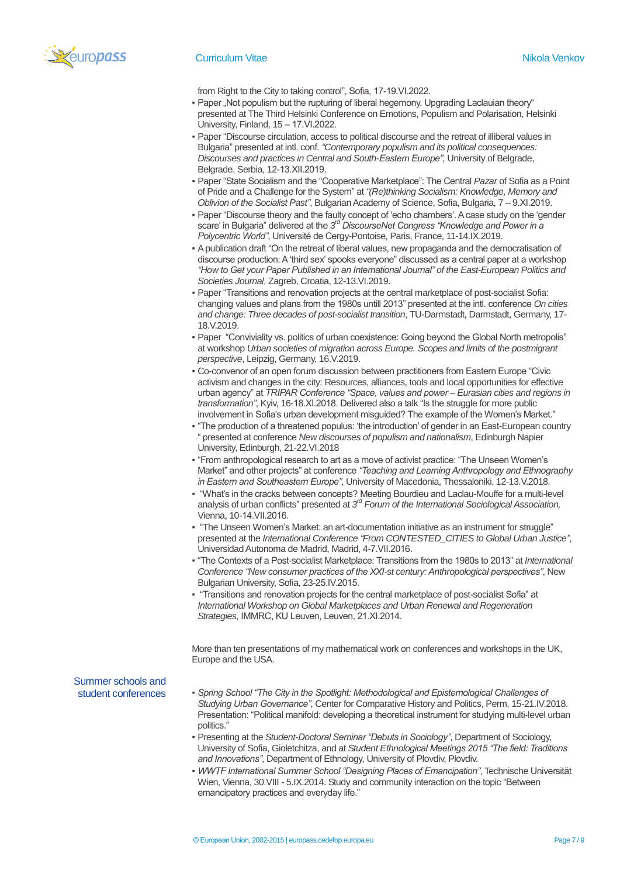from Right to the City to taking control", Sofia, 17-19.VI.2022.

- Paper „Not populism but the rupturing of liberal hegemony. Upgrading Laclauian theory" presented at The Third Helsinki Conference on Emotions, Populism and Polarisation, Helsinki University, Finland, 15 – 17.VI.2022.
- Paper "Discourse circulation, access to political discourse and the retreat of illiberal values in Bulgaria" presented at intl. conf. *"Contemporary populism and its political consequences: Discourses and practices in Central and South-Eastern Europe"*, University of Belgrade, Belgrade, Serbia, 12-13.XII.2019.
- Paper "State Socialism and the "Cooperative Marketplace": The Central *Pazar* of Sofia as a Point of Pride and a Challenge for the System" at *"(Re)thinking Socialism: Knowledge, Memory and Oblivion of the Socialist Past"*, Bulgarian Academy of Science, Sofia, Bulgaria, 7 – 9.XI.2019.
- Paper "Discourse theory and the faulty concept of 'echo chambers'. A case study on the 'gender scare' in Bulgaria" delivered at the 3[rd] *DiscourseNet Congress "Knowledge and Power in a Polycentric World"*, Université de Cergy-Pontoise, Paris, France, 11-14.IX.2019.
- A publication draft "On the retreat of liberal values, new propaganda and the democratisation of discourse production: A 'third sex' spooks everyone" discussed as a central paper at a workshop *"How to Get your Paper Published in an International Journal" of the East-European Politics and Societies Journal*, Zagreb, Croatia, 12-13.VI.2019.
- Paper "Transitions and renovation projects at the central marketplace of post-socialist Sofia: changing values and plans from the 1980s untill 2013" presented at the intl. conference *On cities and change: Three decades of post-socialist transition*, TU-Darmstadt, Darmstadt, Germany, 17-18.V.2019.
- Paper "Conviviality vs. politics of urban coexistence: Going beyond the Global North metropolis" at workshop *Urban societies of migration across Europe. Scopes and limits of the postmigrant perspective*, Leipzig, Germany, 16.V.2019.
- Co-convenor of an open forum discussion between practitioners from Eastern Europe "Civic activism and changes in the city: Resources, alliances, tools and local opportunities for effective urban agency" at *TRIPAR Conference "Space, values and power – Eurasian cities and regions in transformation"*, Kyiv, 16-18.XI.2018. Delivered also a talk "Is the struggle for more public involvement in Sofia's urban development misguided? The example of the Women's Market."
- "The production of a threatened populus: 'the introduction' of gender in an East-European country " presented at conference *New discourses of populism and nationalism*, Edinburgh Napier University, Edinburgh, 21-22.VI.2018
- "From anthropological research to art as a move of activist practice: "The Unseen Women's Market" and other projects" at conference *"Teaching and Learning Anthropology and Ethnography in Eastern and Southeastern Europe"*, University of Macedonia, Thessaloniki, 12-13.V.2018.
- "What's in the cracks between concepts? Meeting Bourdieu and Laclau-Mouffe for a multi-level analysis of urban conflicts" presented at 3[rd] *Forum of the International Sociological Association,* Vienna, 10-14.VII.2016.
- "The Unseen Women's Market: an art-documentation initiative as an instrument for struggle" presented at the *International Conference "From CONTESTED_CITIES to Global Urban Justice"*, Universidad Autonoma de Madrid, Madrid, 4-7.VII.2016.
- "The Contexts of a Post-socialist Marketplace: Transitions from the 1980s to 2013" at *International Conference "New consumer practices of the XXI-st century: Anthropological perspectives"*, New Bulgarian University, Sofia, 23-25.IV.2015.
- "Transitions and renovation projects for the central marketplace of post-socialist Sofia" at *International Workshop on Global Marketplaces and Urban Renewal and Regeneration Strategies*, IMMRC, KU Leuven, Leuven, 21.XI.2014.

More than ten presentations of my mathematical work on conferences and workshops in the UK, Europe and the USA.

## Summer schools and student conferences

- *Spring School "The City in the Spotlight: Methodological and Epistemological Challenges of Studying Urban Governance"*, Center for Comparative History and Politics, Perm, 15-21.IV.2018. Presentation: "Political manifold: developing a theoretical instrument for studying multi-level urban politics."
- Presenting at the *Student-Doctoral Seminar "Debuts in Sociology"*, Department of Sociology, University of Sofia, Gioletchitza, and at *Student Ethnological Meetings 2015 "The field: Traditions and Innovations"*, Department of Ethnology, University of Plovdiv, Plovdiv.
- *WWTF International Summer School "Designing Places of Emancipation"*, Technische Universität Wien, Vienna, 30.VIII - 5.IX.2014. Study and community interaction on the topic "Between emancipatory practices and everyday life."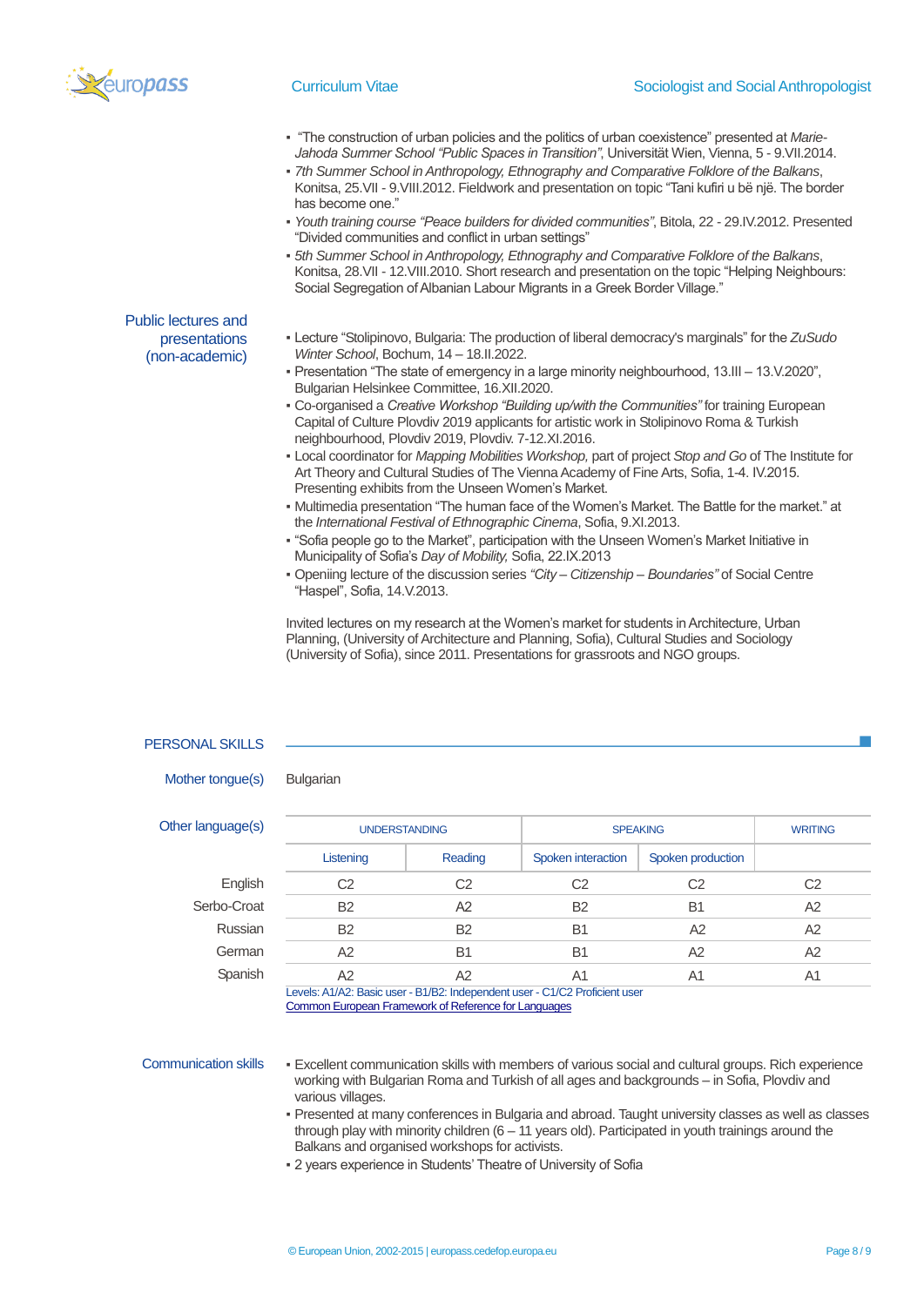- "The construction of urban policies and the politics of urban coexistence" presented at *Marie-Jahoda Summer School "Public Spaces in Transition"*, Universität Wien, Vienna, 5 - 9.VII.2014.
- *7th Summer School in Anthropology, Ethnography and Comparative Folklore of the Balkans*, Konitsa, 25.VII - 9.VIII.2012. Fieldwork and presentation on topic "Tani kufiri u bë një. The border has become one."
- *Youth training course "Peace builders for divided communities"*, Bitola, 22 - 29.IV.2012. Presented "Divided communities and conflict in urban settings"
- *5th Summer School in Anthropology, Ethnography and Comparative Folklore of the Balkans*, Konitsa, 28.VII - 12.VIII.2010. Short research and presentation on the topic "Helping Neighbours: Social Segregation of Albanian Labour Migrants in a Greek Border Village."

### Public lectures and presentations (non-academic)

- Lecture "Stolipinovo, Bulgaria: The production of liberal democracy's marginals" for the *ZuSudo Winter School*, Bochum, 14 – 18.II.2022.
- Presentation "The state of emergency in a large minority neighbourhood, 13.III – 13.V.2020", Bulgarian Helsinkee Committee, 16.XII.2020.
- Co-organised a *Creative Workshop "Building up/with the Communities"* for training European Capital of Culture Plovdiv 2019 applicants for artistic work in Stolipinovo Roma & Turkish neighbourhood, Plovdiv 2019, Plovdiv. 7-12.XI.2016.
- Local coordinator for *Mapping Mobilities Workshop,* part of project *Stop and Go* of The Institute for Art Theory and Cultural Studies of The Vienna Academy of Fine Arts, Sofia, 1-4. IV.2015. Presenting exhibits from the Unseen Women's Market.
- Multimedia presentation "The human face of the Women's Market. The Battle for the market." at the *International Festival of Ethnographic Cinema*, Sofia, 9.XI.2013.
- "Sofia people go to the Market", participation with the Unseen Women's Market Initiative in Municipality of Sofia's *Day of Mobility,* Sofia, 22.IX.2013
- Openiing lecture of the discussion series *"City – Citizenship – Boundaries"* of Social Centre "Haspel", Sofia, 14.V.2013.

Invited lectures on my research at the Women's market for students in Architecture, Urban Planning, (University of Architecture and Planning, Sofia), Cultural Studies and Sociology (University of Sofia), since 2011. Presentations for grassroots and NGO groups.

## PERSONAL SKILLS

**Mother tongue(s)**: Bulgarian

**Other language(s)**

| | UNDERSTANDING | | SPEAKING | | WRITING |
|---|---|---|---|---|---|
| | Listening | Reading | Spoken interaction | Spoken production | |
| English | C2 | C2 | C2 | C2 | C2 |
| Serbo-Croat | B2 | A2 | B2 | B1 | A2 |
| Russian | B2 | B2 | B1 | A2 | A2 |
| German | A2 | B1 | B1 | A2 | A2 |
| Spanish | A2 | A2 | A1 | A1 | A1 |

Levels: A1/A2: Basic user - B1/B2: Independent user - C1/C2 Proficient user
Common European Framework of Reference for Languages

### Communication skills

- Excellent communication skills with members of various social and cultural groups. Rich experience working with Bulgarian Roma and Turkish of all ages and backgrounds – in Sofia, Plovdiv and various villages.
- Presented at many conferences in Bulgaria and abroad. Taught university classes as well as classes through play with minority children (6 – 11 years old). Participated in youth trainings around the Balkans and organised workshops for activists.
- 2 years experience in Students' Theatre of University of Sofia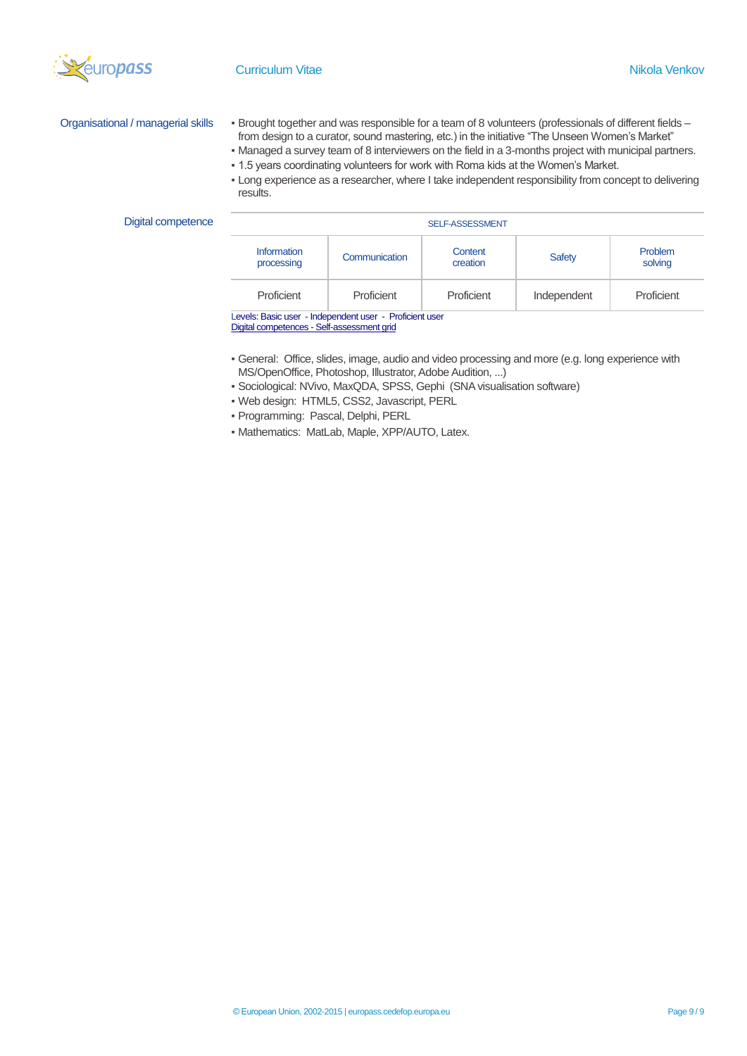### Organisational / managerial skills

- Brought together and was responsible for a team of 8 volunteers (professionals of different fields – from design to a curator, sound mastering, etc.) in the initiative "The Unseen Women's Market"
- Managed a survey team of 8 interviewers on the field in a 3-months project with municipal partners.
- 1.5 years coordinating volunteers for work with Roma kids at the Women's Market.
- Long experience as a researcher, where I take independent responsibility from concept to delivering results.

### Digital competence

| SELF-ASSESSMENT | | | | |
|---|---|---|---|---|
| Information processing | Communication | Content creation | Safety | Problem solving |
| Proficient | Proficient | Proficient | Independent | Proficient |

Levels: Basic user - Independent user - Proficient user
Digital competences - Self-assessment grid

- General: Office, slides, image, audio and video processing and more (e.g. long experience with MS/OpenOffice, Photoshop, Illustrator, Adobe Audition, ...)
- Sociological: NVivo, MaxQDA, SPSS, Gephi (SNA visualisation software)
- Web design: HTML5, CSS2, Javascript, PERL
- Programming: Pascal, Delphi, PERL
- Mathematics: MatLab, Maple, XPP/AUTO, Latex.